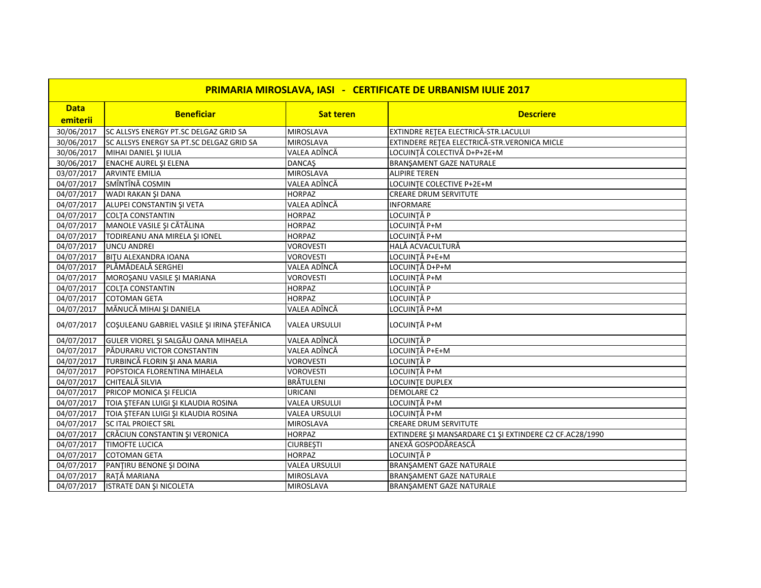# PRIMARIA MIROSLAVA, IASI - CERTIFICATE DE URBANISM IULIE 2017

| Data emiterii | Beneficiar | Sat teren | Descriere |
|---|---|---|---|
| 30/06/2017 | SC ALLSYS ENERGY PT.SC DELGAZ GRID SA | MIROSLAVA | EXTINDRE REŢEA ELECTRICĂ-STR.LACULUI |
| 30/06/2017 | SC ALLSYS ENERGY SA PT.SC DELGAZ GRID SA | MIROSLAVA | EXTINDERE REŢEA ELECTRICĂ-STR.VERONICA MICLE |
| 30/06/2017 | MIHAI DANIEL ŞI IULIA | VALEA ADÎNCĂ | LOCUINŢĂ COLECTIVĂ D+P+2E+M |
| 30/06/2017 | ENACHE AUREL ŞI ELENA | DANCAŞ | BRANŞAMENT GAZE NATURALE |
| 03/07/2017 | ARVINTE EMILIA | MIROSLAVA | ALIPIRE TEREN |
| 04/07/2017 | SMÎNTÎNĂ COSMIN | VALEA ADÎNCĂ | LOCUINŢE COLECTIVE P+2E+M |
| 04/07/2017 | WADI RAKAN ŞI DANA | HORPAZ | CREARE DRUM SERVITUTE |
| 04/07/2017 | ALUPEI CONSTANTIN ŞI VETA | VALEA ADÎNCĂ | INFORMARE |
| 04/07/2017 | COLŢA CONSTANTIN | HORPAZ | LOCUINŢĂ P |
| 04/07/2017 | MANOLE VASILE ŞI CĂTĂLINA | HORPAZ | LOCUINŢĂ P+M |
| 04/07/2017 | TODIREANU ANA MIRELA ŞI IONEL | HORPAZ | LOCUINŢĂ P+M |
| 04/07/2017 | UNCU ANDREI | VOROVESTI | HALĂ ACVACULTURĂ |
| 04/07/2017 | BIŢU ALEXANDRA IOANA | VOROVESTI | LOCUINŢĂ P+E+M |
| 04/07/2017 | PLĂMĂDEALĂ SERGHEI | VALEA ADÎNCĂ | LOCUINŢĂ D+P+M |
| 04/07/2017 | MOROŞANU VASILE ŞI MARIANA | VOROVESTI | LOCUINŢĂ P+M |
| 04/07/2017 | COLŢA CONSTANTIN | HORPAZ | LOCUINŢĂ P |
| 04/07/2017 | COTOMAN GETA | HORPAZ | LOCUINŢĂ P |
| 04/07/2017 | MĂNUCĂ MIHAI ŞI DANIELA | VALEA ADÎNCĂ | LOCUINŢĂ P+M |
| 04/07/2017 | COŞULEANU GABRIEL VASILE ŞI IRINA ŞTEFĂNICA | VALEA URSULUI | LOCUINŢĂ P+M |
| 04/07/2017 | GULER VIOREL ŞI SALGĂU OANA MIHAELA | VALEA ADÎNCĂ | LOCUINŢĂ P |
| 04/07/2017 | PĂDURARU VICTOR CONSTANTIN | VALEA ADÎNCĂ | LOCUINŢĂ P+E+M |
| 04/07/2017 | TURBINCĂ FLORIN ŞI ANA MARIA | VOROVESTI | LOCUINŢĂ P |
| 04/07/2017 | POPSTOICA FLORENTINA MIHAELA | VOROVESTI | LOCUINŢĂ P+M |
| 04/07/2017 | CHITEALĂ SILVIA | BRĂTULENI | LOCUINŢE DUPLEX |
| 04/07/2017 | PRICOP MONICA ŞI FELICIA | URICANI | DEMOLARE C2 |
| 04/07/2017 | TOIA ŞTEFAN LUIGI ŞI KLAUDIA ROSINA | VALEA URSULUI | LOCUINŢĂ P+M |
| 04/07/2017 | TOIA ŞTEFAN LUIGI ŞI KLAUDIA ROSINA | VALEA URSULUI | LOCUINŢĂ P+M |
| 04/07/2017 | SC ITAL PROIECT SRL | MIROSLAVA | CREARE DRUM SERVITUTE |
| 04/07/2017 | CRĂCIUN CONSTANTIN ŞI VERONICA | HORPAZ | EXTINDERE ŞI MANSARDARE C1 ŞI EXTINDERE C2 CF.AC28/1990 |
| 04/07/2017 | TIMOFTE LUCICA | CIURBEŞTI | ANEXĂ GOSPODĂREASCĂ |
| 04/07/2017 | COTOMAN GETA | HORPAZ | LOCUINŢĂ P |
| 04/07/2017 | PANŢIRU BENONE ŞI DOINA | VALEA URSULUI | BRANŞAMENT GAZE NATURALE |
| 04/07/2017 | RAŢĂ MARIANA | MIROSLAVA | BRANŞAMENT GAZE NATURALE |
| 04/07/2017 | ISTRATE DAN ŞI NICOLETA | MIROSLAVA | BRANŞAMENT GAZE NATURALE |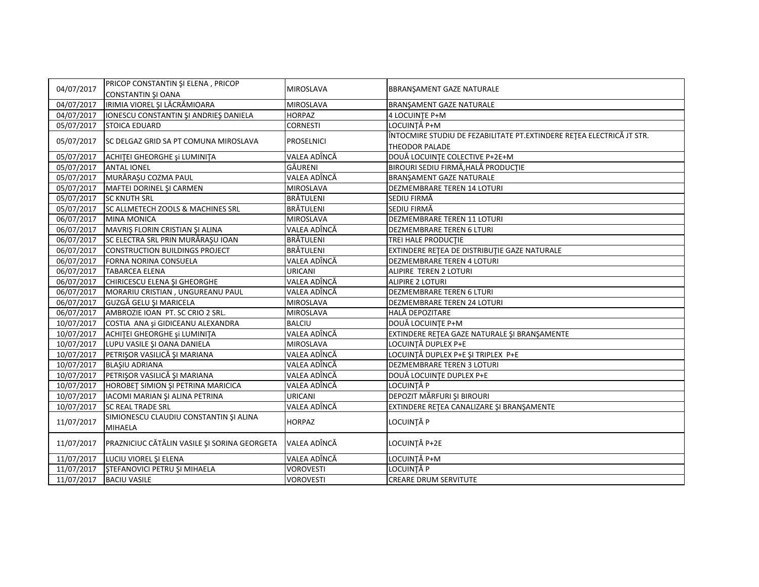| | | | |
|---|---|---|---|
| 04/07/2017 | PRICOP CONSTANTIN ŞI ELENA , PRICOP CONSTANTIN ŞI OANA | MIROSLAVA | BBRANŞAMENT GAZE NATURALE |
| 04/07/2017 | IRIMIA VIOREL ŞI LĂCRĂMIOARA | MIROSLAVA | BRANŞAMENT GAZE NATURALE |
| 04/07/2017 | IONESCU CONSTANTIN ŞI ANDRIEŞ DANIELA | HORPAZ | 4 LOCUINŢE P+M |
| 05/07/2017 | STOICA EDUARD | CORNESTI | LOCUINŢĂ P+M |
| 05/07/2017 | SC DELGAZ GRID SA PT COMUNA MIROSLAVA | PROSELNICI | ÎNTOCMIRE STUDIU DE FEZABILITATE PT.EXTINDERE REŢEA ELECTRICĂ JT STR. THEODOR PALADE |
| 05/07/2017 | ACHIŢEI GHEORGHE şi LUMINIŢA | VALEA ADÎNCĂ | DOUĂ LOCUINŢE COLECTIVE P+2E+M |
| 05/07/2017 | ANTAL IONEL | GĂURENI | BIROURI SEDIU FIRMĂ,HALĂ PRODUCŢIE |
| 05/07/2017 | MURĂRAŞU COZMA PAUL | VALEA ADÎNCĂ | BRANŞAMENT GAZE NATURALE |
| 05/07/2017 | MAFTEI DORINEL ŞI CARMEN | MIROSLAVA | DEZMEMBRARE TEREN 14 LOTURI |
| 05/07/2017 | SC KNUTH SRL | BRĂTULENI | SEDIU FIRMĂ |
| 05/07/2017 | SC ALLMETECH ZOOLS & MACHINES SRL | BRĂTULENI | SEDIU FIRMĂ |
| 06/07/2017 | MINA MONICA | MIROSLAVA | DEZMEMBRARE TEREN 11 LOTURI |
| 06/07/2017 | MAVRIŞ FLORIN CRISTIAN ŞI ALINA | VALEA ADÎNCĂ | DEZMEMBRARE TEREN 6 LTURI |
| 06/07/2017 | SC ELECTRA SRL PRIN MURĂRAŞU IOAN | BRĂTULENI | TREI HALE PRODUCŢIE |
| 06/07/2017 | CONSTRUCTION BUILDINGS PROJECT | BRĂTULENI | EXTINDERE REŢEA DE DISTRIBUŢIE GAZE NATURALE |
| 06/07/2017 | FORNA NORINA CONSUELA | VALEA ADÎNCĂ | DEZMEMBRARE TEREN 4 LOTURI |
| 06/07/2017 | TABARCEA ELENA | URICANI | ALIPIRE TEREN 2 LOTURI |
| 06/07/2017 | CHIRICESCU ELENA ŞI GHEORGHE | VALEA ADÎNCĂ | ALIPIRE 2 LOTURI |
| 06/07/2017 | MORARIU CRISTIAN , UNGUREANU PAUL | VALEA ADÎNCĂ | DEZMEMBRARE TEREN 6 LTURI |
| 06/07/2017 | GUZGĂ GELU ŞI MARICELA | MIROSLAVA | DEZMEMBRARE TEREN 24 LOTURI |
| 06/07/2017 | AMBROZIE IOAN PT. SC CRIO 2 SRL. | MIROSLAVA | HALĂ DEPOZITARE |
| 10/07/2017 | COSTIA ANA şi GIDICEANU ALEXANDRA | BALCIU | DOUĂ LOCUINŢE P+M |
| 10/07/2017 | ACHIŢEI GHEORGHE şi LUMINIŢA | VALEA ADÎNCĂ | EXTINDERE REŢEA GAZE NATURALE ŞI BRANŞAMENTE |
| 10/07/2017 | LUPU VASILE ŞI OANA DANIELA | MIROSLAVA | LOCUINŢĂ DUPLEX P+E |
| 10/07/2017 | PETRIŞOR VASILICĂ ŞI MARIANA | VALEA ADÎNCĂ | LOCUINŢĂ DUPLEX P+E ŞI TRIPLEX P+E |
| 10/07/2017 | BLAŞIU ADRIANA | VALEA ADÎNCĂ | DEZMEMBRARE TEREN 3 LOTURI |
| 10/07/2017 | PETRIŞOR VASILICĂ ŞI MARIANA | VALEA ADÎNCĂ | DOUĂ LOCUINŢE DUPLEX P+E |
| 10/07/2017 | HOROBEŢ SIMION ŞI PETRINA MARICICA | VALEA ADÎNCĂ | LOCUINŢĂ P |
| 10/07/2017 | IACOMI MARIAN ŞI ALINA PETRINA | URICANI | DEPOZIT MĂRFURI ŞI BIROURI |
| 10/07/2017 | SC REAL TRADE SRL | VALEA ADÎNCĂ | EXTINDERE REŢEA CANALIZARE ŞI BRANŞAMENTE |
| 11/07/2017 | SIMIONESCU CLAUDIU CONSTANTIN ŞI ALINA MIHAELA | HORPAZ | LOCUINŢĂ P |
| 11/07/2017 | PRAZNICIUC CĂTĂLIN VASILE ŞI SORINA GEORGETA | VALEA ADÎNCĂ | LOCUINŢĂ P+2E |
| 11/07/2017 | LUCIU VIOREL ŞI ELENA | VALEA ADÎNCĂ | LOCUINŢĂ P+M |
| 11/07/2017 | ŞTEFANOVICI PETRU ŞI MIHAELA | VOROVESTI | LOCUINŢĂ P |
| 11/07/2017 | BACIU VASILE | VOROVESTI | CREARE DRUM SERVITUTE |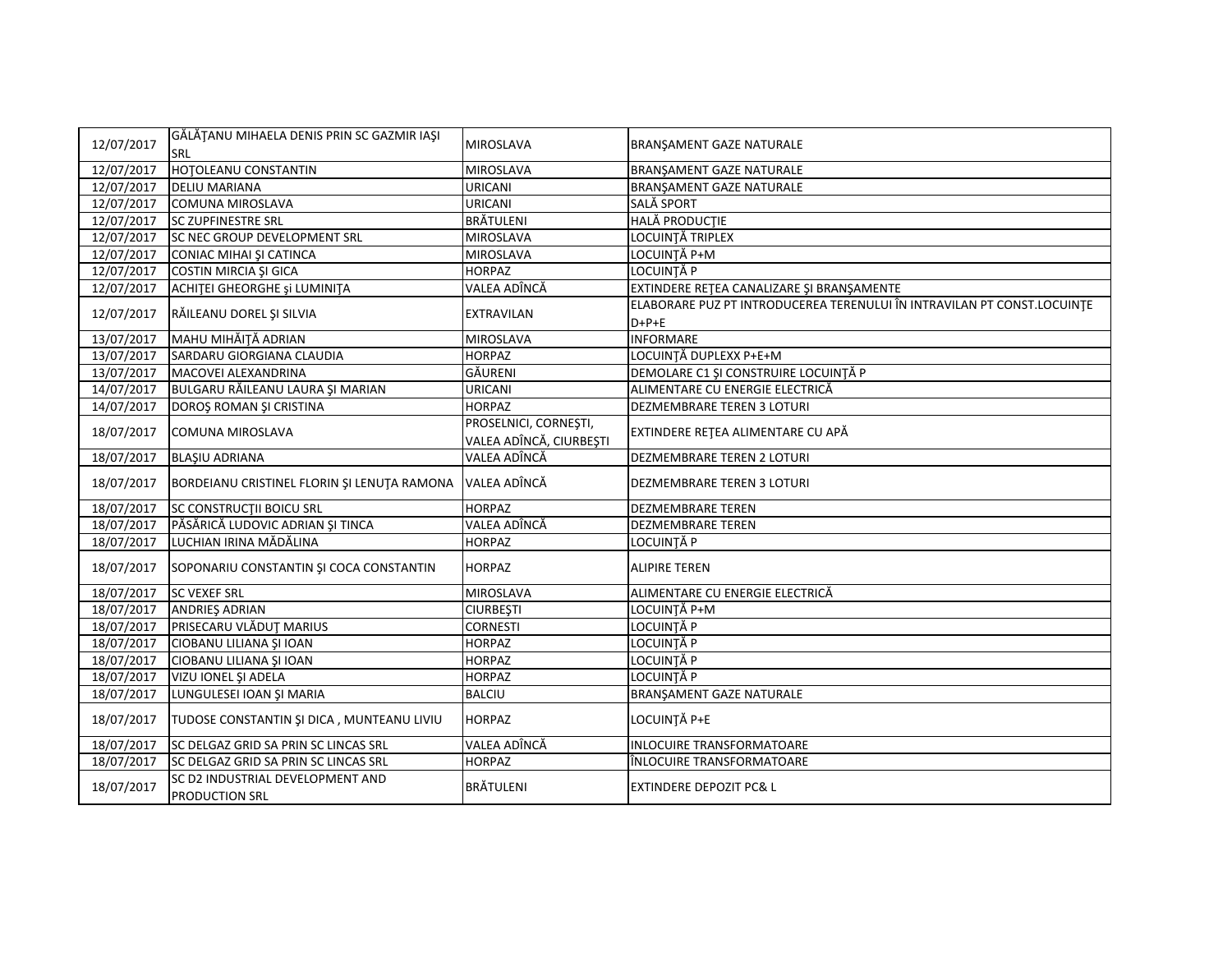| | | | |
|---|---|---|---|
| 12/07/2017 | GĂLĂŢANU MIHAELA DENIS PRIN SC GAZMIR IAŞI SRL | MIROSLAVA | BRANŞAMENT GAZE NATURALE |
| 12/07/2017 | HOŢOLEANU CONSTANTIN | MIROSLAVA | BRANŞAMENT GAZE NATURALE |
| 12/07/2017 | DELIU MARIANA | URICANI | BRANŞAMENT GAZE NATURALE |
| 12/07/2017 | COMUNA MIROSLAVA | URICANI | SALĂ SPORT |
| 12/07/2017 | SC ZUPFINESTRE SRL | BRĂTULENI | HALĂ PRODUCŢIE |
| 12/07/2017 | SC NEC GROUP DEVELOPMENT SRL | MIROSLAVA | LOCUINŢĂ TRIPLEX |
| 12/07/2017 | CONIAC MIHAI ŞI CATINCA | MIROSLAVA | LOCUINŢĂ P+M |
| 12/07/2017 | COSTIN MIRCIA ŞI GICA | HORPAZ | LOCUINŢĂ P |
| 12/07/2017 | ACHIŢEI GHEORGHE şi LUMINIŢA | VALEA ADÎNCĂ | EXTINDERE REŢEA CANALIZARE ŞI BRANŞAMENTE |
| 12/07/2017 | RĂILEANU DOREL ŞI SILVIA | EXTRAVILAN | ELABORARE PUZ PT INTRODUCEREA TERENULUI ÎN INTRAVILAN PT CONST.LOCUINŢE D+P+E |
| 13/07/2017 | MAHU MIHĂIŢĂ ADRIAN | MIROSLAVA | INFORMARE |
| 13/07/2017 | SARDARU GIORGIANA CLAUDIA | HORPAZ | LOCUINŢĂ DUPLEXX P+E+M |
| 13/07/2017 | MACOVEI ALEXANDRINA | GĂURENI | DEMOLARE C1 ŞI CONSTRUIRE LOCUINŢĂ P |
| 14/07/2017 | BULGARU RĂILEANU LAURA ŞI MARIAN | URICANI | ALIMENTARE CU ENERGIE ELECTRICĂ |
| 14/07/2017 | DOROŞ ROMAN ŞI CRISTINA | HORPAZ | DEZMEMBRARE TEREN 3 LOTURI |
| 18/07/2017 | COMUNA MIROSLAVA | PROSELNICI, CORNEŞTI, VALEA ADÎNCĂ, CIURBEŞTI | EXTINDERE REŢEA ALIMENTARE CU APĂ |
| 18/07/2017 | BLAŞIU ADRIANA | VALEA ADÎNCĂ | DEZMEMBRARE TEREN 2 LOTURI |
| 18/07/2017 | BORDEIANU CRISTINEL FLORIN ŞI LENUŢA RAMONA | VALEA ADÎNCĂ | DEZMEMBRARE TEREN 3 LOTURI |
| 18/07/2017 | SC CONSTRUCŢII BOICU SRL | HORPAZ | DEZMEMBRARE TEREN |
| 18/07/2017 | PĂSĂRICĂ LUDOVIC ADRIAN ŞI TINCA | VALEA ADÎNCĂ | DEZMEMBRARE TEREN |
| 18/07/2017 | LUCHIAN IRINA MĂDĂLINA | HORPAZ | LOCUINŢĂ P |
| 18/07/2017 | SOPONARIU CONSTANTIN ŞI COCA CONSTANTIN | HORPAZ | ALIPIRE TEREN |
| 18/07/2017 | SC VEXEF SRL | MIROSLAVA | ALIMENTARE CU ENERGIE ELECTRICĂ |
| 18/07/2017 | ANDRIEŞ ADRIAN | CIURBEŞTI | LOCUINŢĂ P+M |
| 18/07/2017 | PRISECARU VLĂDUŢ MARIUS | CORNESTI | LOCUINŢĂ P |
| 18/07/2017 | CIOBANU LILIANA ŞI IOAN | HORPAZ | LOCUINŢĂ P |
| 18/07/2017 | CIOBANU LILIANA ŞI IOAN | HORPAZ | LOCUINŢĂ P |
| 18/07/2017 | VIZU IONEL ŞI ADELA | HORPAZ | LOCUINŢĂ P |
| 18/07/2017 | LUNGULESEI IOAN ŞI MARIA | BALCIU | BRANŞAMENT GAZE NATURALE |
| 18/07/2017 | TUDOSE CONSTANTIN ŞI DICA , MUNTEANU LIVIU | HORPAZ | LOCUINŢĂ P+E |
| 18/07/2017 | SC DELGAZ GRID SA PRIN SC LINCAS SRL | VALEA ADÎNCĂ | INLOCUIRE TRANSFORMATOARE |
| 18/07/2017 | SC DELGAZ GRID SA PRIN SC LINCAS SRL | HORPAZ | ÎNLOCUIRE TRANSFORMATOARE |
| 18/07/2017 | SC D2 INDUSTRIAL DEVELOPMENT AND PRODUCTION SRL | BRĂTULENI | EXTINDERE DEPOZIT PC& L |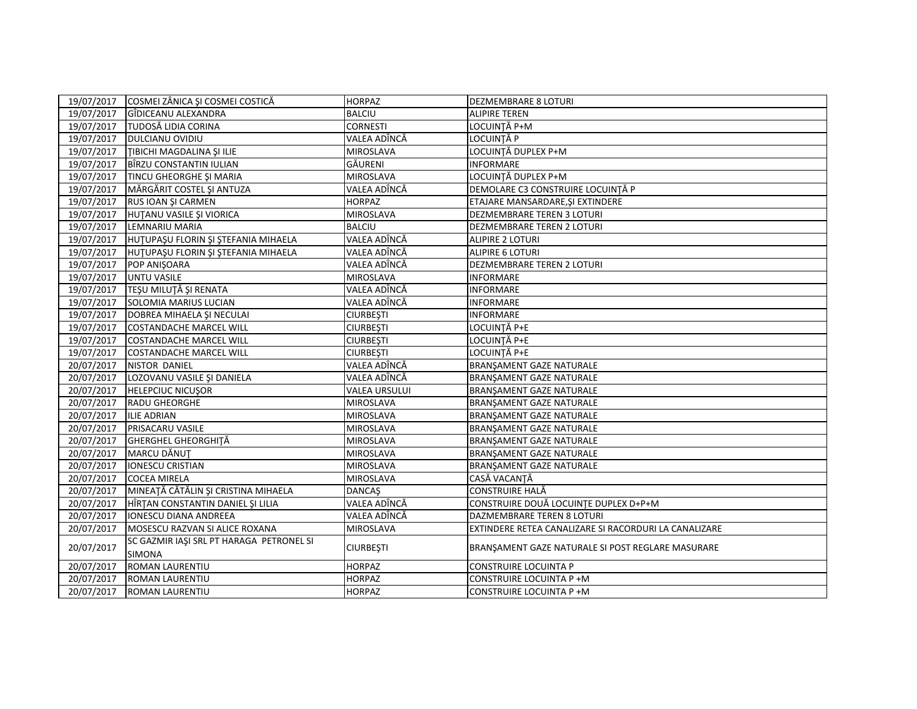| | | | |
|---|---|---|---|
| 19/07/2017 | COSMEI ZÂNICA ŞI COSMEI COSTICĂ | HORPAZ | DEZMEMBRARE 8 LOTURI |
| 19/07/2017 | GÎDICEANU ALEXANDRA | BALCIU | ALIPIRE TEREN |
| 19/07/2017 | TUDOSĂ LIDIA CORINA | CORNESTI | LOCUINŢĂ P+M |
| 19/07/2017 | DULCIANU OVIDIU | VALEA ADÎNCĂ | LOCUINŢĂ P |
| 19/07/2017 | ŢIBICHI MAGDALINA ŞI ILIE | MIROSLAVA | LOCUINŢĂ DUPLEX P+M |
| 19/07/2017 | BÎRZU CONSTANTIN IULIAN | GĂURENI | INFORMARE |
| 19/07/2017 | TINCU GHEORGHE ŞI MARIA | MIROSLAVA | LOCUINŢĂ DUPLEX P+M |
| 19/07/2017 | MĂRGĂRIT COSTEL ŞI ANTUZA | VALEA ADÎNCĂ | DEMOLARE C3 CONSTRUIRE LOCUINŢĂ P |
| 19/07/2017 | RUS IOAN ŞI CARMEN | HORPAZ | ETAJARE MANSARDARE,ŞI EXTINDERE |
| 19/07/2017 | HUŢANU VASILE ŞI VIORICA | MIROSLAVA | DEZMEMBRARE TEREN 3 LOTURI |
| 19/07/2017 | LEMNARIU MARIA | BALCIU | DEZMEMBRARE TEREN 2 LOTURI |
| 19/07/2017 | HUŢUPAŞU FLORIN ŞI ŞTEFANIA MIHAELA | VALEA ADÎNCĂ | ALIPIRE 2 LOTURI |
| 19/07/2017 | HUŢUPAŞU FLORIN ŞI ŞTEFANIA MIHAELA | VALEA ADÎNCĂ | ALIPIRE 6 LOTURI |
| 19/07/2017 | POP ANIŞOARA | VALEA ADÎNCĂ | DEZMEMBRARE TEREN 2 LOTURI |
| 19/07/2017 | UNTU VASILE | MIROSLAVA | INFORMARE |
| 19/07/2017 | TEŞU MILUŢĂ ŞI RENATA | VALEA ADÎNCĂ | INFORMARE |
| 19/07/2017 | SOLOMIA MARIUS LUCIAN | VALEA ADÎNCĂ | INFORMARE |
| 19/07/2017 | DOBREA MIHAELA ŞI NECULAI | CIURBEŞTI | INFORMARE |
| 19/07/2017 | COSTANDACHE MARCEL WILL | CIURBEŞTI | LOCUINŢĂ P+E |
| 19/07/2017 | COSTANDACHE MARCEL WILL | CIURBEŞTI | LOCUINŢĂ P+E |
| 19/07/2017 | COSTANDACHE MARCEL WILL | CIURBEŞTI | LOCUINŢĂ P+E |
| 20/07/2017 | NISTOR DANIEL | VALEA ADÎNCĂ | BRANŞAMENT GAZE NATURALE |
| 20/07/2017 | LOZOVANU VASILE ŞI DANIELA | VALEA ADÎNCĂ | BRANŞAMENT GAZE NATURALE |
| 20/07/2017 | HELEPCIUC NICUŞOR | VALEA URSULUI | BRANŞAMENT GAZE NATURALE |
| 20/07/2017 | RADU GHEORGHE | MIROSLAVA | BRANŞAMENT GAZE NATURALE |
| 20/07/2017 | ILIE ADRIAN | MIROSLAVA | BRANŞAMENT GAZE NATURALE |
| 20/07/2017 | PRISACARU VASILE | MIROSLAVA | BRANŞAMENT GAZE NATURALE |
| 20/07/2017 | GHERGHEL GHEORGHIŢĂ | MIROSLAVA | BRANŞAMENT GAZE NATURALE |
| 20/07/2017 | MARCU DĂNUŢ | MIROSLAVA | BRANŞAMENT GAZE NATURALE |
| 20/07/2017 | IONESCU CRISTIAN | MIROSLAVA | BRANŞAMENT GAZE NATURALE |
| 20/07/2017 | COCEA MIRELA | MIROSLAVA | CASĂ VACANŢĂ |
| 20/07/2017 | MINEAŢĂ CĂTĂLIN ŞI CRISTINA MIHAELA | DANCAŞ | CONSTRUIRE HALĂ |
| 20/07/2017 | HÎRŢAN CONSTANTIN DANIEL ŞI LILIA | VALEA ADÎNCĂ | CONSTRUIRE DOUĂ LOCUINŢE DUPLEX D+P+M |
| 20/07/2017 | IONESCU DIANA ANDREEA | VALEA ADÎNCĂ | DAZMEMBRARE TEREN 8 LOTURI |
| 20/07/2017 | MOSESCU RAZVAN SI ALICE ROXANA | MIROSLAVA | EXTINDERE RETEA CANALIZARE SI RACORDURI LA CANALIZARE |
| 20/07/2017 | SC GAZMIR IAŞI SRL PT HARAGA PETRONEL SI SIMONA | CIURBEŞTI | BRANŞAMENT GAZE NATURALE SI POST REGLARE MASURARE |
| 20/07/2017 | ROMAN LAURENTIU | HORPAZ | CONSTRUIRE LOCUINTA P |
| 20/07/2017 | ROMAN LAURENTIU | HORPAZ | CONSTRUIRE LOCUINTA P +M |
| 20/07/2017 | ROMAN LAURENTIU | HORPAZ | CONSTRUIRE LOCUINTA P +M |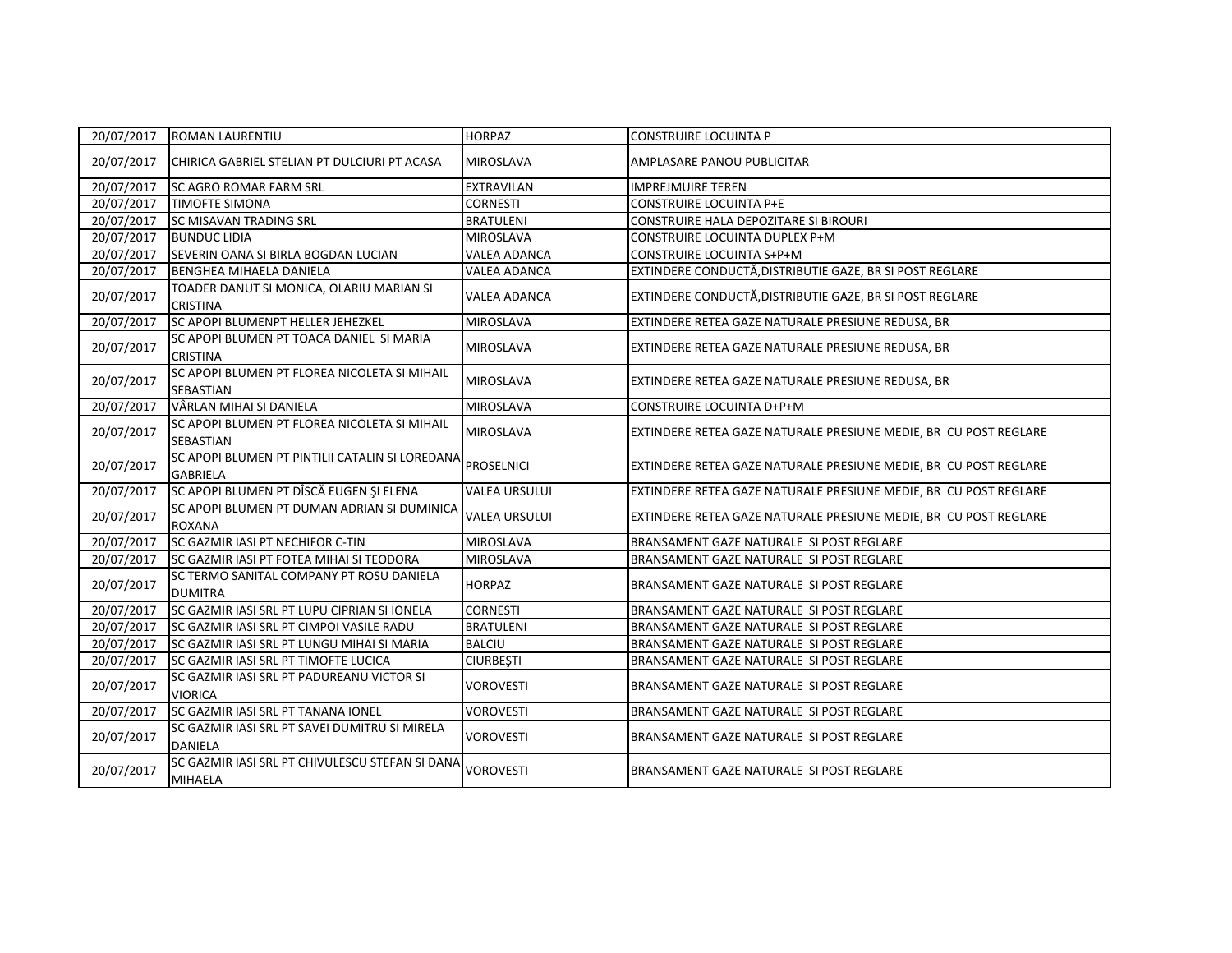| 20/07/2017 | ROMAN LAURENTIU | HORPAZ | CONSTRUIRE LOCUINTA P |
|---|---|---|---|
| 20/07/2017 | CHIRICA GABRIEL STELIAN PT DULCIURI PT ACASA | MIROSLAVA | AMPLASARE PANOU PUBLICITAR |
| 20/07/2017 | SC AGRO ROMAR FARM SRL | EXTRAVILAN | IMPREJMUIRE TEREN |
| 20/07/2017 | TIMOFTE SIMONA | CORNESTI | CONSTRUIRE LOCUINTA P+E |
| 20/07/2017 | SC MISAVAN TRADING SRL | BRATULENI | CONSTRUIRE HALA DEPOZITARE SI BIROURI |
| 20/07/2017 | BUNDUC LIDIA | MIROSLAVA | CONSTRUIRE LOCUINTA DUPLEX P+M |
| 20/07/2017 | SEVERIN OANA SI BIRLA BOGDAN LUCIAN | VALEA ADANCA | CONSTRUIRE LOCUINTA S+P+M |
| 20/07/2017 | BENGHEA MIHAELA DANIELA | VALEA ADANCA | EXTINDERE CONDUCTĂ,DISTRIBUTIE GAZE, BR SI POST REGLARE |
| 20/07/2017 | TOADER DANUT SI MONICA, OLARIU MARIAN SI CRISTINA | VALEA ADANCA | EXTINDERE CONDUCTĂ,DISTRIBUTIE GAZE, BR SI POST REGLARE |
| 20/07/2017 | SC APOPI BLUMENPT HELLER JEHEZKEL | MIROSLAVA | EXTINDERE RETEA GAZE NATURALE PRESIUNE REDUSA, BR |
| 20/07/2017 | SC APOPI BLUMEN PT TOACA DANIEL SI MARIA CRISTINA | MIROSLAVA | EXTINDERE RETEA GAZE NATURALE PRESIUNE REDUSA, BR |
| 20/07/2017 | SC APOPI BLUMEN PT FLOREA NICOLETA SI MIHAIL SEBASTIAN | MIROSLAVA | EXTINDERE RETEA GAZE NATURALE PRESIUNE REDUSA, BR |
| 20/07/2017 | VÂRLAN MIHAI SI DANIELA | MIROSLAVA | CONSTRUIRE LOCUINTA D+P+M |
| 20/07/2017 | SC APOPI BLUMEN PT FLOREA NICOLETA SI MIHAIL SEBASTIAN | MIROSLAVA | EXTINDERE RETEA GAZE NATURALE PRESIUNE MEDIE, BR CU POST REGLARE |
| 20/07/2017 | SC APOPI BLUMEN PT PINTILII CATALIN SI LOREDANA GABRIELA | PROSELNICI | EXTINDERE RETEA GAZE NATURALE PRESIUNE MEDIE, BR CU POST REGLARE |
| 20/07/2017 | SC APOPI BLUMEN PT DÎSCĂ EUGEN ŞI ELENA | VALEA URSULUI | EXTINDERE RETEA GAZE NATURALE PRESIUNE MEDIE, BR CU POST REGLARE |
| 20/07/2017 | SC APOPI BLUMEN PT DUMAN ADRIAN SI DUMINICA ROXANA | VALEA URSULUI | EXTINDERE RETEA GAZE NATURALE PRESIUNE MEDIE, BR CU POST REGLARE |
| 20/07/2017 | SC GAZMIR IASI PT NECHIFOR C-TIN | MIROSLAVA | BRANSAMENT GAZE NATURALE SI POST REGLARE |
| 20/07/2017 | SC GAZMIR IASI PT FOTEA MIHAI SI TEODORA | MIROSLAVA | BRANSAMENT GAZE NATURALE SI POST REGLARE |
| 20/07/2017 | SC TERMO SANITAL COMPANY PT ROSU DANIELA DUMITRA | HORPAZ | BRANSAMENT GAZE NATURALE SI POST REGLARE |
| 20/07/2017 | SC GAZMIR IASI SRL PT LUPU CIPRIAN SI IONELA | CORNESTI | BRANSAMENT GAZE NATURALE SI POST REGLARE |
| 20/07/2017 | SC GAZMIR IASI SRL PT CIMPOI VASILE RADU | BRATULENI | BRANSAMENT GAZE NATURALE SI POST REGLARE |
| 20/07/2017 | SC GAZMIR IASI SRL PT LUNGU MIHAI SI MARIA | BALCIU | BRANSAMENT GAZE NATURALE SI POST REGLARE |
| 20/07/2017 | SC GAZMIR IASI SRL PT TIMOFTE LUCICA | CIURBEŞTI | BRANSAMENT GAZE NATURALE SI POST REGLARE |
| 20/07/2017 | SC GAZMIR IASI SRL PT PADUREANU VICTOR SI VIORICA | VOROVESTI | BRANSAMENT GAZE NATURALE SI POST REGLARE |
| 20/07/2017 | SC GAZMIR IASI SRL PT TANANA IONEL | VOROVESTI | BRANSAMENT GAZE NATURALE SI POST REGLARE |
| 20/07/2017 | SC GAZMIR IASI SRL PT SAVEI DUMITRU SI MIRELA DANIELA | VOROVESTI | BRANSAMENT GAZE NATURALE SI POST REGLARE |
| 20/07/2017 | SC GAZMIR IASI SRL PT CHIVULESCU STEFAN SI DANA MIHAELA | VOROVESTI | BRANSAMENT GAZE NATURALE SI POST REGLARE |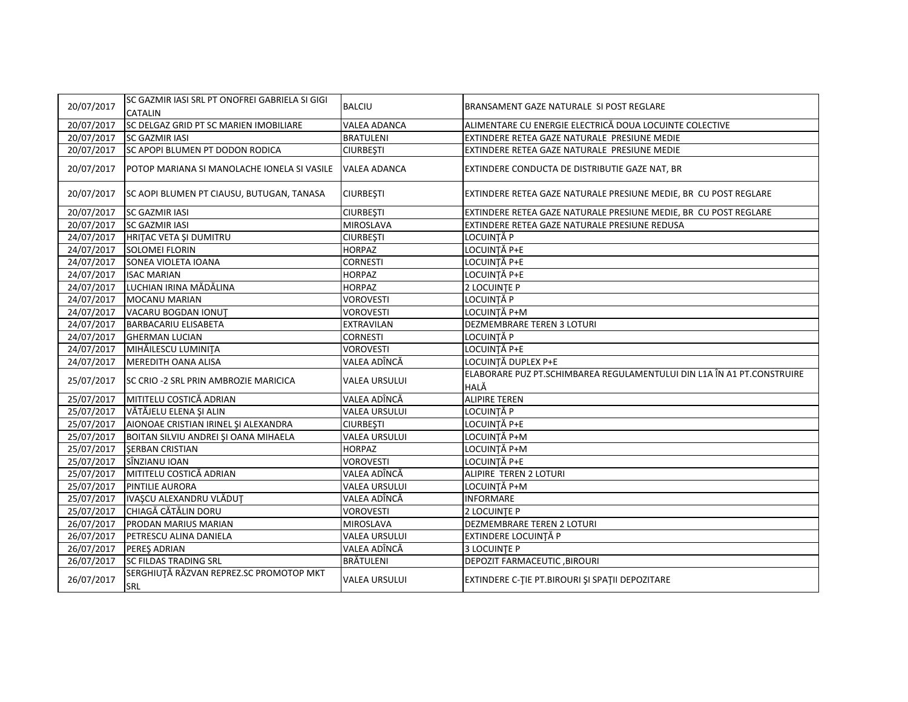| 20/07/2017 | SC GAZMIR IASI SRL PT ONOFREI GABRIELA SI GIGI CATALIN | BALCIU | BRANSAMENT GAZE NATURALE SI POST REGLARE |
|---|---|---|---|
| 20/07/2017 | SC DELGAZ GRID PT SC MARIEN IMOBILIARE | VALEA ADANCA | ALIMENTARE CU ENERGIE ELECTRICĂ DOUA LOCUINTE COLECTIVE |
| 20/07/2017 | SC GAZMIR IASI | BRATULENI | EXTINDERE RETEA GAZE NATURALE PRESIUNE MEDIE |
| 20/07/2017 | SC APOPI BLUMEN PT DODON RODICA | CIURBEŞTI | EXTINDERE RETEA GAZE NATURALE PRESIUNE MEDIE |
| 20/07/2017 | POTOP MARIANA SI MANOLACHE IONELA SI VASILE | VALEA ADANCA | EXTINDERE CONDUCTA DE DISTRIBUTIE GAZE NAT, BR |
| 20/07/2017 | SC AOPI BLUMEN PT CIAUSU, BUTUGAN, TANASA | CIURBEŞTI | EXTINDERE RETEA GAZE NATURALE PRESIUNE MEDIE, BR CU POST REGLARE |
| 20/07/2017 | SC GAZMIR IASI | CIURBEŞTI | EXTINDERE RETEA GAZE NATURALE PRESIUNE MEDIE, BR CU POST REGLARE |
| 20/07/2017 | SC GAZMIR IASI | MIROSLAVA | EXTINDERE RETEA GAZE NATURALE PRESIUNE REDUSA |
| 24/07/2017 | HRIŢAC VETA ŞI DUMITRU | CIURBEŞTI | LOCUINŢĂ P |
| 24/07/2017 | SOLOMEI FLORIN | HORPAZ | LOCUINŢĂ P+E |
| 24/07/2017 | SONEA VIOLETA IOANA | CORNESTI | LOCUINŢĂ P+E |
| 24/07/2017 | ISAC MARIAN | HORPAZ | LOCUINŢĂ P+E |
| 24/07/2017 | LUCHIAN IRINA MĂDĂLINA | HORPAZ | 2 LOCUINŢE P |
| 24/07/2017 | MOCANU MARIAN | VOROVESTI | LOCUINŢĂ P |
| 24/07/2017 | VACARU BOGDAN IONUŢ | VOROVESTI | LOCUINŢĂ P+M |
| 24/07/2017 | BARBACARIU ELISABETA | EXTRAVILAN | DEZMEMBRARE TEREN 3 LOTURI |
| 24/07/2017 | GHERMAN LUCIAN | CORNESTI | LOCUINŢĂ P |
| 24/07/2017 | MIHĂILESCU LUMINIŢA | VOROVESTI | LOCUINŢĂ P+E |
| 24/07/2017 | MEREDITH OANA ALISA | VALEA ADÎNCĂ | LOCUINŢĂ DUPLEX P+E |
| 25/07/2017 | SC CRIO -2 SRL PRIN AMBROZIE MARICICA | VALEA URSULUI | ELABORARE PUZ PT.SCHIMBAREA REGULAMENTULUI DIN L1A ÎN A1 PT.CONSTRUIRE HALĂ |
| 25/07/2017 | MITITELU COSTICĂ ADRIAN | VALEA ADÎNCĂ | ALIPIRE TEREN |
| 25/07/2017 | VĂTĂJELU ELENA ŞI ALIN | VALEA URSULUI | LOCUINŢĂ P |
| 25/07/2017 | AIONOAE CRISTIAN IRINEL ŞI ALEXANDRA | CIURBEŞTI | LOCUINŢĂ P+E |
| 25/07/2017 | BOITAN SILVIU ANDREI ŞI OANA MIHAELA | VALEA URSULUI | LOCUINŢĂ P+M |
| 25/07/2017 | ŞERBAN CRISTIAN | HORPAZ | LOCUINŢĂ P+M |
| 25/07/2017 | SÎNZIANU IOAN | VOROVESTI | LOCUINŢĂ P+E |
| 25/07/2017 | MITITELU COSTICĂ ADRIAN | VALEA ADÎNCĂ | ALIPIRE TEREN 2 LOTURI |
| 25/07/2017 | PINTILIE AURORA | VALEA URSULUI | LOCUINŢĂ P+M |
| 25/07/2017 | IVAŞCU ALEXANDRU VLĂDUŢ | VALEA ADÎNCĂ | INFORMARE |
| 25/07/2017 | CHIAGĂ CĂTĂLIN DORU | VOROVESTI | 2 LOCUINŢE P |
| 26/07/2017 | PRODAN MARIUS MARIAN | MIROSLAVA | DEZMEMBRARE TEREN 2 LOTURI |
| 26/07/2017 | PETRESCU ALINA DANIELA | VALEA URSULUI | EXTINDERE LOCUINŢĂ P |
| 26/07/2017 | PEREŞ ADRIAN | VALEA ADÎNCĂ | 3 LOCUINŢE P |
| 26/07/2017 | SC FILDAS TRADING SRL | BRĂTULENI | DEPOZIT FARMACEUTIC ,BIROURI |
| 26/07/2017 | SERGHIUŢĂ RĂZVAN REPREZ.SC PROMOTOP MKT SRL | VALEA URSULUI | EXTINDERE C-ŢIE PT.BIROURI ŞI SPAŢII DEPOZITARE |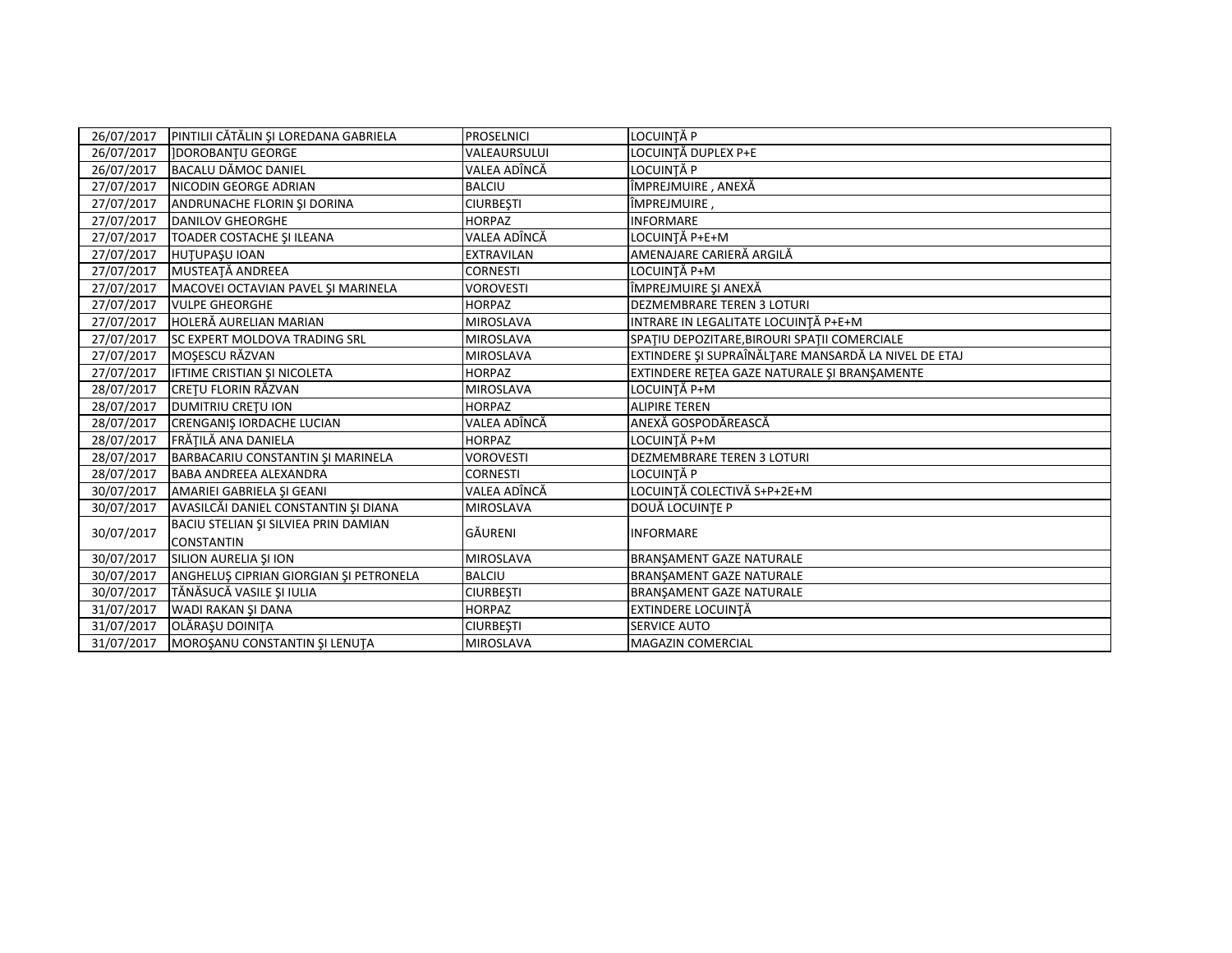| | | | |
|---|---|---|---|
| 26/07/2017 | PINTILII CĂTĂLIN ŞI LOREDANA GABRIELA | PROSELNICI | LOCUINŢĂ P |
| 26/07/2017 | ]DOROBANŢU GEORGE | VALEAURSULUI | LOCUINŢĂ DUPLEX P+E |
| 26/07/2017 | BACALU DĂMOC DANIEL | VALEA ADÎNCĂ | LOCUINŢĂ P |
| 27/07/2017 | NICODIN GEORGE ADRIAN | BALCIU | ÎMPREJMUIRE , ANEXĂ |
| 27/07/2017 | ANDRUNACHE FLORIN ŞI DORINA | CIURBEŞTI | ÎMPREJMUIRE , |
| 27/07/2017 | DANILOV GHEORGHE | HORPAZ | INFORMARE |
| 27/07/2017 | TOADER COSTACHE ŞI ILEANA | VALEA ADÎNCĂ | LOCUINŢĂ P+E+M |
| 27/07/2017 | HUŢUPAŞU IOAN | EXTRAVILAN | AMENAJARE CARIERĂ ARGILĂ |
| 27/07/2017 | MUSTEAŢĂ ANDREEA | CORNESTI | LOCUINŢĂ P+M |
| 27/07/2017 | MACOVEI OCTAVIAN PAVEL ŞI MARINELA | VOROVESTI | ÎMPREJMUIRE ŞI ANEXĂ |
| 27/07/2017 | VULPE GHEORGHE | HORPAZ | DEZMEMBRARE TEREN 3 LOTURI |
| 27/07/2017 | HOLERĂ AURELIAN MARIAN | MIROSLAVA | INTRARE IN LEGALITATE LOCUINŢĂ P+E+M |
| 27/07/2017 | SC EXPERT MOLDOVA TRADING SRL | MIROSLAVA | SPAŢIU DEPOZITARE,BIROURI SPAŢII COMERCIALE |
| 27/07/2017 | MOŞESCU RĂZVAN | MIROSLAVA | EXTINDERE ŞI SUPRAÎNĂLŢARE MANSARDĂ LA NIVEL DE ETAJ |
| 27/07/2017 | IFTIME CRISTIAN ŞI NICOLETA | HORPAZ | EXTINDERE REŢEA GAZE NATURALE ŞI BRANŞAMENTE |
| 28/07/2017 | CREŢU FLORIN RĂZVAN | MIROSLAVA | LOCUINŢĂ P+M |
| 28/07/2017 | DUMITRIU CREŢU ION | HORPAZ | ALIPIRE TEREN |
| 28/07/2017 | CRENGANIŞ IORDACHE LUCIAN | VALEA ADÎNCĂ | ANEXĂ GOSPODĂREASCĂ |
| 28/07/2017 | FRĂŢILĂ ANA DANIELA | HORPAZ | LOCUINŢĂ P+M |
| 28/07/2017 | BARBACARIU CONSTANTIN ŞI MARINELA | VOROVESTI | DEZMEMBRARE TEREN 3 LOTURI |
| 28/07/2017 | BABA ANDREEA ALEXANDRA | CORNESTI | LOCUINŢĂ P |
| 30/07/2017 | AMARIEI GABRIELA ŞI GEANI | VALEA ADÎNCĂ | LOCUINŢĂ COLECTIVĂ S+P+2E+M |
| 30/07/2017 | AVASILCĂI DANIEL CONSTANTIN ŞI DIANA | MIROSLAVA | DOUĂ LOCUINŢE P |
| 30/07/2017 | BACIU STELIAN ŞI SILVIEA PRIN DAMIAN CONSTANTIN | GĂURENI | INFORMARE |
| 30/07/2017 | SILION AURELIA ŞI ION | MIROSLAVA | BRANŞAMENT GAZE NATURALE |
| 30/07/2017 | ANGHELUŞ CIPRIAN GIORGIAN ŞI PETRONELA | BALCIU | BRANŞAMENT GAZE NATURALE |
| 30/07/2017 | TĂNĂSUCĂ VASILE ŞI IULIA | CIURBEŞTI | BRANŞAMENT GAZE NATURALE |
| 31/07/2017 | WADI RAKAN ŞI DANA | HORPAZ | EXTINDERE LOCUINŢĂ |
| 31/07/2017 | OLĂRAŞU DOINIŢA | CIURBEŞTI | SERVICE AUTO |
| 31/07/2017 | MOROŞANU CONSTANTIN ŞI LENUŢA | MIROSLAVA | MAGAZIN COMERCIAL |